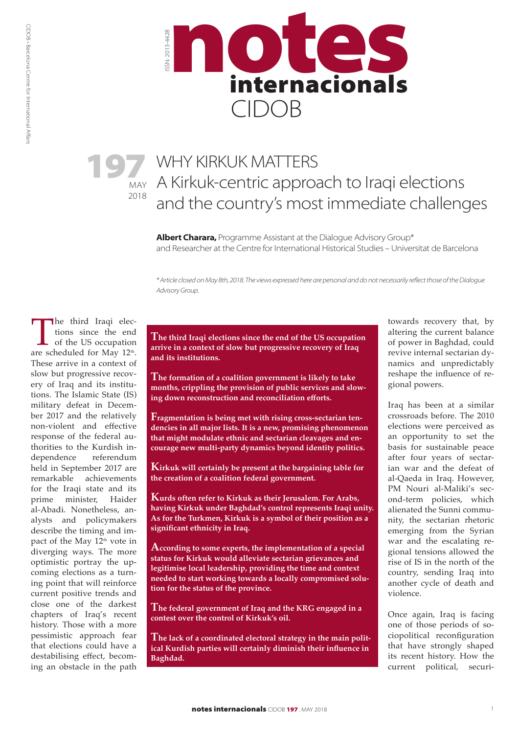# notes internacionals CIDOB

ISSN: 2013-4428

**197** MAY 2018

# WHY KIRKUK MATTERS
## A Kirkuk-centric approach to Iraqi elections and the country's most immediate challenges

**Albert Charara,** Programme Assistant at the Dialogue Advisory Group* and Researcher at the Centre for International Historical Studies – Universitat de Barcelona

*\* Article closed on May 8th, 2018. The views expressed here are personal and do not necessarily reflect those of the Dialogue Advisory Group.*

> **The third Iraqi elections since the end of the US occupation arrive in a context of slow but progressive recovery of Iraq and its institutions.**
>
> **The formation of a coalition government is likely to take months, crippling the provision of public services and slowing down reconstruction and reconciliation efforts.**
>
> **Fragmentation is being met with rising cross-sectarian tendencies in all major lists. It is a new, promising phenomenon that might modulate ethnic and sectarian cleavages and encourage new multi-party dynamics beyond identity politics.**
>
> **Kirkuk will certainly be present at the bargaining table for the creation of a coalition federal government.**
>
> **Kurds often refer to Kirkuk as their Jerusalem. For Arabs, having Kirkuk under Baghdad's control represents Iraqi unity. As for the Turkmen, Kirkuk is a symbol of their position as a significant ethnicity in Iraq.**
>
> **According to some experts, the implementation of a special status for Kirkuk would alleviate sectarian grievances and legitimise local leadership, providing the time and context needed to start working towards a locally compromised solution for the status of the province.**
>
> **The federal government of Iraq and the KRG engaged in a contest over the control of Kirkuk's oil.**
>
> **The lack of a coordinated electoral strategy in the main political Kurdish parties will certainly diminish their influence in Baghdad.**

The third Iraqi elections since the end of the US occupation are scheduled for May 12th. These arrive in a context of slow but progressive recovery of Iraq and its institutions. The Islamic State (IS) military defeat in December 2017 and the relatively non-violent and effective response of the federal authorities to the Kurdish independence referendum held in September 2017 are remarkable achievements for the Iraqi state and its prime minister, Haider al-Abadi. Nonetheless, analysts and policymakers describe the timing and impact of the May 12th vote in diverging ways. The more optimistic portray the upcoming elections as a turning point that will reinforce current positive trends and close one of the darkest chapters of Iraq's recent history. Those with a more pessimistic approach fear that elections could have a destabilising effect, becoming an obstacle in the path towards recovery that, by altering the current balance of power in Baghdad, could revive internal sectarian dynamics and unpredictably reshape the influence of regional powers.

Iraq has been at a similar crossroads before. The 2010 elections were perceived as an opportunity to set the basis for sustainable peace after four years of sectarian war and the defeat of al-Qaeda in Iraq. However, PM Nouri al-Maliki's second-term policies, which alienated the Sunni community, the sectarian rhetoric emerging from the Syrian war and the escalating regional tensions allowed the rise of IS in the north of the country, sending Iraq into another cycle of death and violence.

Once again, Iraq is facing one of those periods of sociopolitical reconfiguration that have strongly shaped its recent history. How the current political, securi-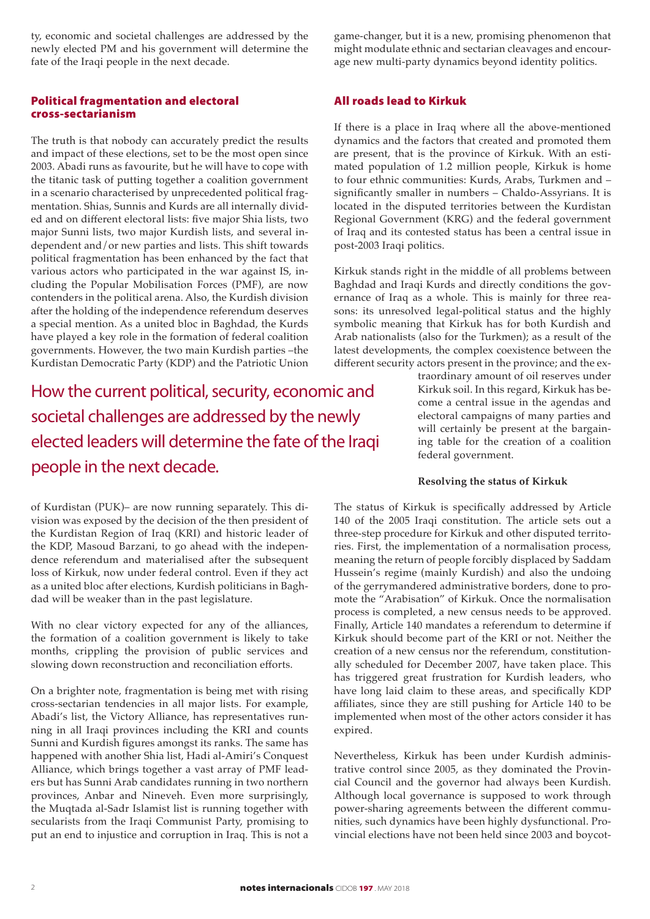ty, economic and societal challenges are addressed by the newly elected PM and his government will determine the fate of the Iraqi people in the next decade.

## Political fragmentation and electoral cross-sectarianism

The truth is that nobody can accurately predict the results and impact of these elections, set to be the most open since 2003. Abadi runs as favourite, but he will have to cope with the titanic task of putting together a coalition government in a scenario characterised by unprecedented political fragmentation. Shias, Sunnis and Kurds are all internally divided and on different electoral lists: five major Shia lists, two major Sunni lists, two major Kurdish lists, and several independent and/or new parties and lists. This shift towards political fragmentation has been enhanced by the fact that various actors who participated in the war against IS, including the Popular Mobilisation Forces (PMF), are now contenders in the political arena. Also, the Kurdish division after the holding of the independence referendum deserves a special mention. As a united bloc in Baghdad, the Kurds have played a key role in the formation of federal coalition governments. However, the two main Kurdish parties –the Kurdistan Democratic Party (KDP) and the Patriotic Union of Kurdistan (PUK)– are now running separately. This division was exposed by the decision of the then president of the Kurdistan Region of Iraq (KRI) and historic leader of the KDP, Masoud Barzani, to go ahead with the independence referendum and materialised after the subsequent loss of Kirkuk, now under federal control. Even if they act as a united bloc after elections, Kurdish politicians in Baghdad will be weaker than in the past legislature.

> How the current political, security, economic and societal challenges are addressed by the newly elected leaders will determine the fate of the Iraqi people in the next decade.

With no clear victory expected for any of the alliances, the formation of a coalition government is likely to take months, crippling the provision of public services and slowing down reconstruction and reconciliation efforts.

On a brighter note, fragmentation is being met with rising cross-sectarian tendencies in all major lists. For example, Abadi's list, the Victory Alliance, has representatives running in all Iraqi provinces including the KRI and counts Sunni and Kurdish figures amongst its ranks. The same has happened with another Shia list, Hadi al-Amiri's Conquest Alliance, which brings together a vast array of PMF leaders but has Sunni Arab candidates running in two northern provinces, Anbar and Nineveh. Even more surprisingly, the Muqtada al-Sadr Islamist list is running together with secularists from the Iraqi Communist Party, promising to put an end to injustice and corruption in Iraq. This is not a game-changer, but it is a new, promising phenomenon that might modulate ethnic and sectarian cleavages and encourage new multi-party dynamics beyond identity politics.

## All roads lead to Kirkuk

If there is a place in Iraq where all the above-mentioned dynamics and the factors that created and promoted them are present, that is the province of Kirkuk. With an estimated population of 1.2 million people, Kirkuk is home to four ethnic communities: Kurds, Arabs, Turkmen and – significantly smaller in numbers – Chaldo-Assyrians. It is located in the disputed territories between the Kurdistan Regional Government (KRG) and the federal government of Iraq and its contested status has been a central issue in post-2003 Iraqi politics.

Kirkuk stands right in the middle of all problems between Baghdad and Iraqi Kurds and directly conditions the governance of Iraq as a whole. This is mainly for three reasons: its unresolved legal-political status and the highly symbolic meaning that Kirkuk has for both Kurdish and Arab nationalists (also for the Turkmen); as a result of the latest developments, the complex coexistence between the different security actors present in the province; and the extraordinary amount of oil reserves under Kirkuk soil. In this regard, Kirkuk has become a central issue in the agendas and electoral campaigns of many parties and will certainly be present at the bargaining table for the creation of a coalition federal government.

### Resolving the status of Kirkuk

The status of Kirkuk is specifically addressed by Article 140 of the 2005 Iraqi constitution. The article sets out a three-step procedure for Kirkuk and other disputed territories. First, the implementation of a normalisation process, meaning the return of people forcibly displaced by Saddam Hussein's regime (mainly Kurdish) and also the undoing of the gerrymandered administrative borders, done to promote the "Arabisation" of Kirkuk. Once the normalisation process is completed, a new census needs to be approved. Finally, Article 140 mandates a referendum to determine if Kirkuk should become part of the KRI or not. Neither the creation of a new census nor the referendum, constitutionally scheduled for December 2007, have taken place. This has triggered great frustration for Kurdish leaders, who have long laid claim to these areas, and specifically KDP affiliates, since they are still pushing for Article 140 to be implemented when most of the other actors consider it has expired.

Nevertheless, Kirkuk has been under Kurdish administrative control since 2005, as they dominated the Provincial Council and the governor had always been Kurdish. Although local governance is supposed to work through power-sharing agreements between the different communities, such dynamics have been highly dysfunctional. Provincial elections have not been held since 2003 and boycot-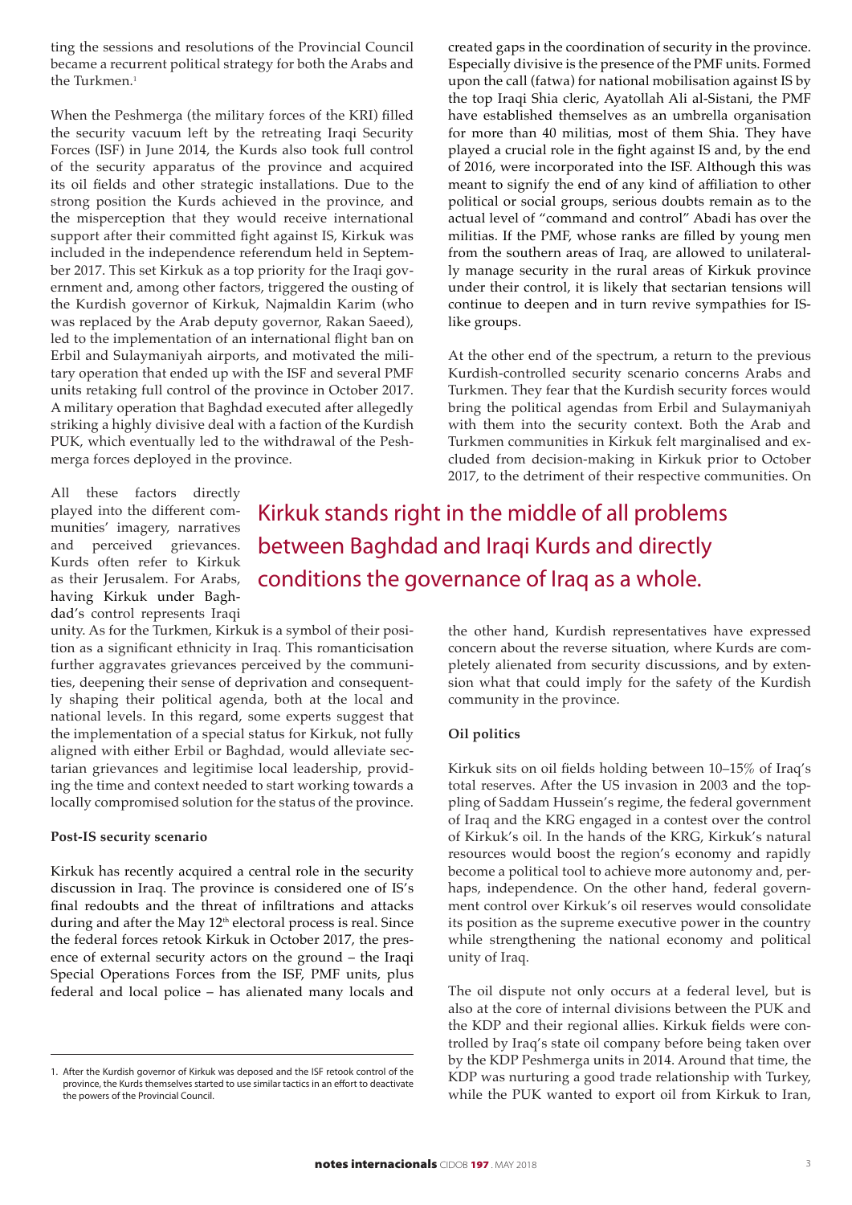ting the sessions and resolutions of the Provincial Council became a recurrent political strategy for both the Arabs and the Turkmen.[1]

When the Peshmerga (the military forces of the KRI) filled the security vacuum left by the retreating Iraqi Security Forces (ISF) in June 2014, the Kurds also took full control of the security apparatus of the province and acquired its oil fields and other strategic installations. Due to the strong position the Kurds achieved in the province, and the misperception that they would receive international support after their committed fight against IS, Kirkuk was included in the independence referendum held in September 2017. This set Kirkuk as a top priority for the Iraqi government and, among other factors, triggered the ousting of the Kurdish governor of Kirkuk, Najmaldin Karim (who was replaced by the Arab deputy governor, Rakan Saeed), led to the implementation of an international flight ban on Erbil and Sulaymaniyah airports, and motivated the military operation that ended up with the ISF and several PMF units retaking full control of the province in October 2017. A military operation that Baghdad executed after allegedly striking a highly divisive deal with a faction of the Kurdish PUK, which eventually led to the withdrawal of the Peshmerga forces deployed in the province.

All these factors directly played into the different communities' imagery, narratives and perceived grievances. Kurds often refer to Kirkuk as their Jerusalem. For Arabs, having Kirkuk under Baghdad's control represents Iraqi unity. As for the Turkmen, Kirkuk is a symbol of their position as a significant ethnicity in Iraq. This romanticisation further aggravates grievances perceived by the communities, deepening their sense of deprivation and consequently shaping their political agenda, both at the local and national levels. In this regard, some experts suggest that the implementation of a special status for Kirkuk, not fully aligned with either Erbil or Baghdad, would alleviate sectarian grievances and legitimise local leadership, providing the time and context needed to start working towards a locally compromised solution for the status of the province.

> Kirkuk stands right in the middle of all problems between Baghdad and Iraqi Kurds and directly conditions the governance of Iraq as a whole.

**Post-IS security scenario**

Kirkuk has recently acquired a central role in the security discussion in Iraq. The province is considered one of IS's final redoubts and the threat of infiltrations and attacks during and after the May 12th electoral process is real. Since the federal forces retook Kirkuk in October 2017, the presence of external security actors on the ground – the Iraqi Special Operations Forces from the ISF, PMF units, plus federal and local police – has alienated many locals and created gaps in the coordination of security in the province. Especially divisive is the presence of the PMF units. Formed upon the call (fatwa) for national mobilisation against IS by the top Iraqi Shia cleric, Ayatollah Ali al-Sistani, the PMF have established themselves as an umbrella organisation for more than 40 militias, most of them Shia. They have played a crucial role in the fight against IS and, by the end of 2016, were incorporated into the ISF. Although this was meant to signify the end of any kind of affiliation to other political or social groups, serious doubts remain as to the actual level of "command and control" Abadi has over the militias. If the PMF, whose ranks are filled by young men from the southern areas of Iraq, are allowed to unilaterally manage security in the rural areas of Kirkuk province under their control, it is likely that sectarian tensions will continue to deepen and in turn revive sympathies for IS-like groups.

At the other end of the spectrum, a return to the previous Kurdish-controlled security scenario concerns Arabs and Turkmen. They fear that the Kurdish security forces would bring the political agendas from Erbil and Sulaymaniyah with them into the security context. Both the Arab and Turkmen communities in Kirkuk felt marginalised and excluded from decision-making in Kirkuk prior to October 2017, to the detriment of their respective communities. On the other hand, Kurdish representatives have expressed concern about the reverse situation, where Kurds are completely alienated from security discussions, and by extension what that could imply for the safety of the Kurdish community in the province.

**Oil politics**

Kirkuk sits on oil fields holding between 10–15% of Iraq's total reserves. After the US invasion in 2003 and the toppling of Saddam Hussein's regime, the federal government of Iraq and the KRG engaged in a contest over the control of Kirkuk's oil. In the hands of the KRG, Kirkuk's natural resources would boost the region's economy and rapidly become a political tool to achieve more autonomy and, perhaps, independence. On the other hand, federal government control over Kirkuk's oil reserves would consolidate its position as the supreme executive power in the country while strengthening the national economy and political unity of Iraq.

The oil dispute not only occurs at a federal level, but is also at the core of internal divisions between the PUK and the KDP and their regional allies. Kirkuk fields were controlled by Iraq's state oil company before being taken over by the KDP Peshmerga units in 2014. Around that time, the KDP was nurturing a good trade relationship with Turkey, while the PUK wanted to export oil from Kirkuk to Iran,

1. After the Kurdish governor of Kirkuk was deposed and the ISF retook control of the province, the Kurds themselves started to use similar tactics in an effort to deactivate the powers of the Provincial Council.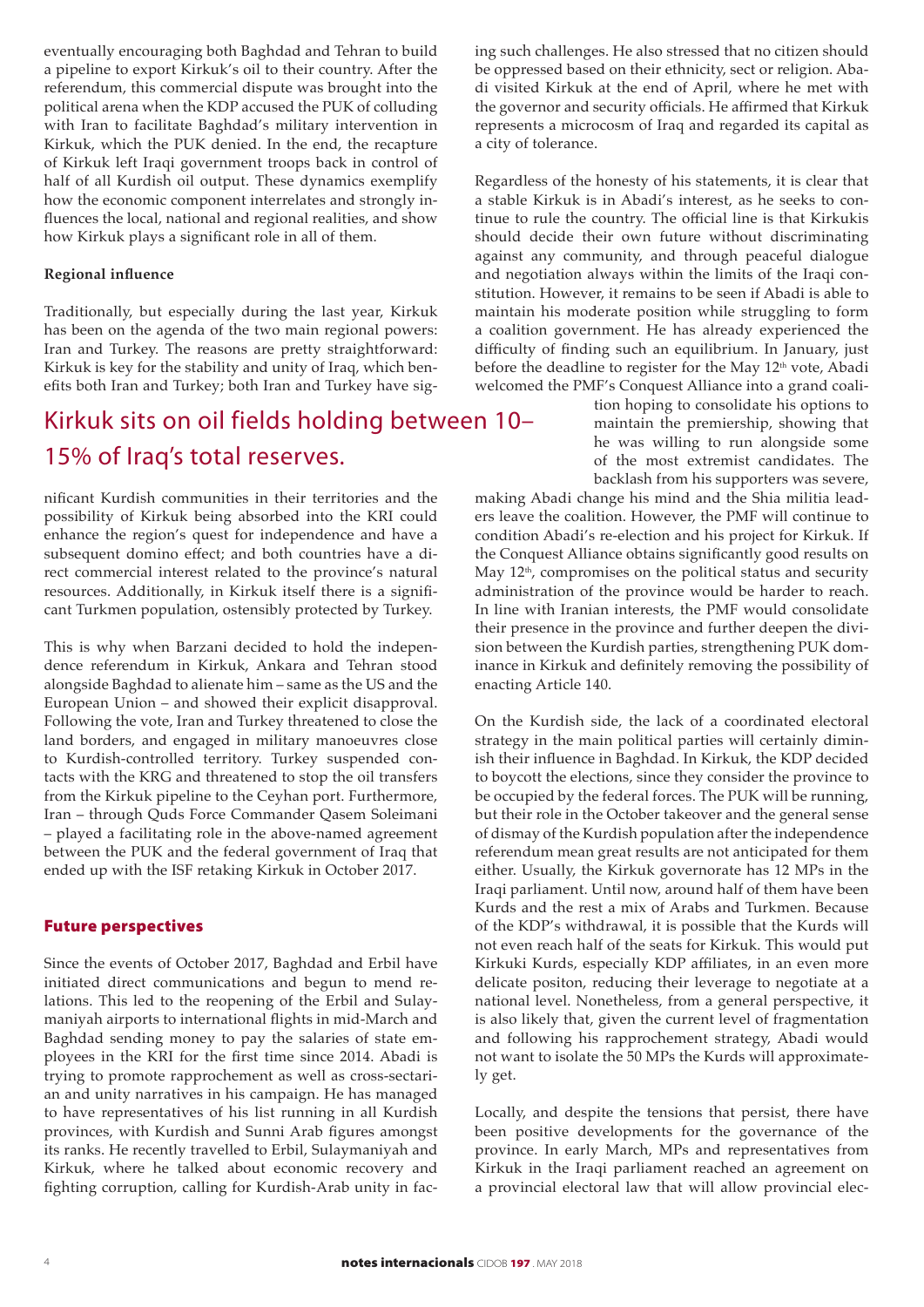eventually encouraging both Baghdad and Tehran to build a pipeline to export Kirkuk's oil to their country. After the referendum, this commercial dispute was brought into the political arena when the KDP accused the PUK of colluding with Iran to facilitate Baghdad's military intervention in Kirkuk, which the PUK denied. In the end, the recapture of Kirkuk left Iraqi government troops back in control of half of all Kurdish oil output. These dynamics exemplify how the economic component interrelates and strongly influences the local, national and regional realities, and show how Kirkuk plays a significant role in all of them.

**Regional influence**

Traditionally, but especially during the last year, Kirkuk has been on the agenda of the two main regional powers: Iran and Turkey. The reasons are pretty straightforward: Kirkuk is key for the stability and unity of Iraq, which benefits both Iran and Turkey; both Iran and Turkey have significant Kurdish communities in their territories and the possibility of Kirkuk being absorbed into the KRI could enhance the region's quest for independence and have a subsequent domino effect; and both countries have a direct commercial interest related to the province's natural resources. Additionally, in Kirkuk itself there is a significant Turkmen population, ostensibly protected by Turkey.

> Kirkuk sits on oil fields holding between 10–15% of Iraq's total reserves.

This is why when Barzani decided to hold the independence referendum in Kirkuk, Ankara and Tehran stood alongside Baghdad to alienate him – same as the US and the European Union – and showed their explicit disapproval. Following the vote, Iran and Turkey threatened to close the land borders, and engaged in military manoeuvres close to Kurdish-controlled territory. Turkey suspended contacts with the KRG and threatened to stop the oil transfers from the Kirkuk pipeline to the Ceyhan port. Furthermore, Iran – through Quds Force Commander Qasem Soleimani – played a facilitating role in the above-named agreement between the PUK and the federal government of Iraq that ended up with the ISF retaking Kirkuk in October 2017.

## Future perspectives

Since the events of October 2017, Baghdad and Erbil have initiated direct communications and begun to mend relations. This led to the reopening of the Erbil and Sulaymaniyah airports to international flights in mid-March and Baghdad sending money to pay the salaries of state employees in the KRI for the first time since 2014. Abadi is trying to promote rapprochement as well as cross-sectarian and unity narratives in his campaign. He has managed to have representatives of his list running in all Kurdish provinces, with Kurdish and Sunni Arab figures amongst its ranks. He recently travelled to Erbil, Sulaymaniyah and Kirkuk, where he talked about economic recovery and fighting corruption, calling for Kurdish-Arab unity in facing such challenges. He also stressed that no citizen should be oppressed based on their ethnicity, sect or religion. Abadi visited Kirkuk at the end of April, where he met with the governor and security officials. He affirmed that Kirkuk represents a microcosm of Iraq and regarded its capital as a city of tolerance.

Regardless of the honesty of his statements, it is clear that a stable Kirkuk is in Abadi's interest, as he seeks to continue to rule the country. The official line is that Kirkukis should decide their own future without discriminating against any community, and through peaceful dialogue and negotiation always within the limits of the Iraqi constitution. However, it remains to be seen if Abadi is able to maintain his moderate position while struggling to form a coalition government. He has already experienced the difficulty of finding such an equilibrium. In January, just before the deadline to register for the May 12th vote, Abadi welcomed the PMF's Conquest Alliance into a grand coalition hoping to consolidate his options to maintain the premiership, showing that he was willing to run alongside some of the most extremist candidates. The backlash from his supporters was severe, making Abadi change his mind and the Shia militia leaders leave the coalition. However, the PMF will continue to condition Abadi's re-election and his project for Kirkuk. If the Conquest Alliance obtains significantly good results on May 12th, compromises on the political status and security administration of the province would be harder to reach. In line with Iranian interests, the PMF would consolidate their presence in the province and further deepen the division between the Kurdish parties, strengthening PUK dominance in Kirkuk and definitely removing the possibility of enacting Article 140.

On the Kurdish side, the lack of a coordinated electoral strategy in the main political parties will certainly diminish their influence in Baghdad. In Kirkuk, the KDP decided to boycott the elections, since they consider the province to be occupied by the federal forces. The PUK will be running, but their role in the October takeover and the general sense of dismay of the Kurdish population after the independence referendum mean great results are not anticipated for them either. Usually, the Kirkuk governorate has 12 MPs in the Iraqi parliament. Until now, around half of them have been Kurds and the rest a mix of Arabs and Turkmen. Because of the KDP's withdrawal, it is possible that the Kurds will not even reach half of the seats for Kirkuk. This would put Kirkuki Kurds, especially KDP affiliates, in an even more delicate positon, reducing their leverage to negotiate at a national level. Nonetheless, from a general perspective, it is also likely that, given the current level of fragmentation and following his rapprochement strategy, Abadi would not want to isolate the 50 MPs the Kurds will approximately get.

Locally, and despite the tensions that persist, there have been positive developments for the governance of the province. In early March, MPs and representatives from Kirkuk in the Iraqi parliament reached an agreement on a provincial electoral law that will allow provincial elec-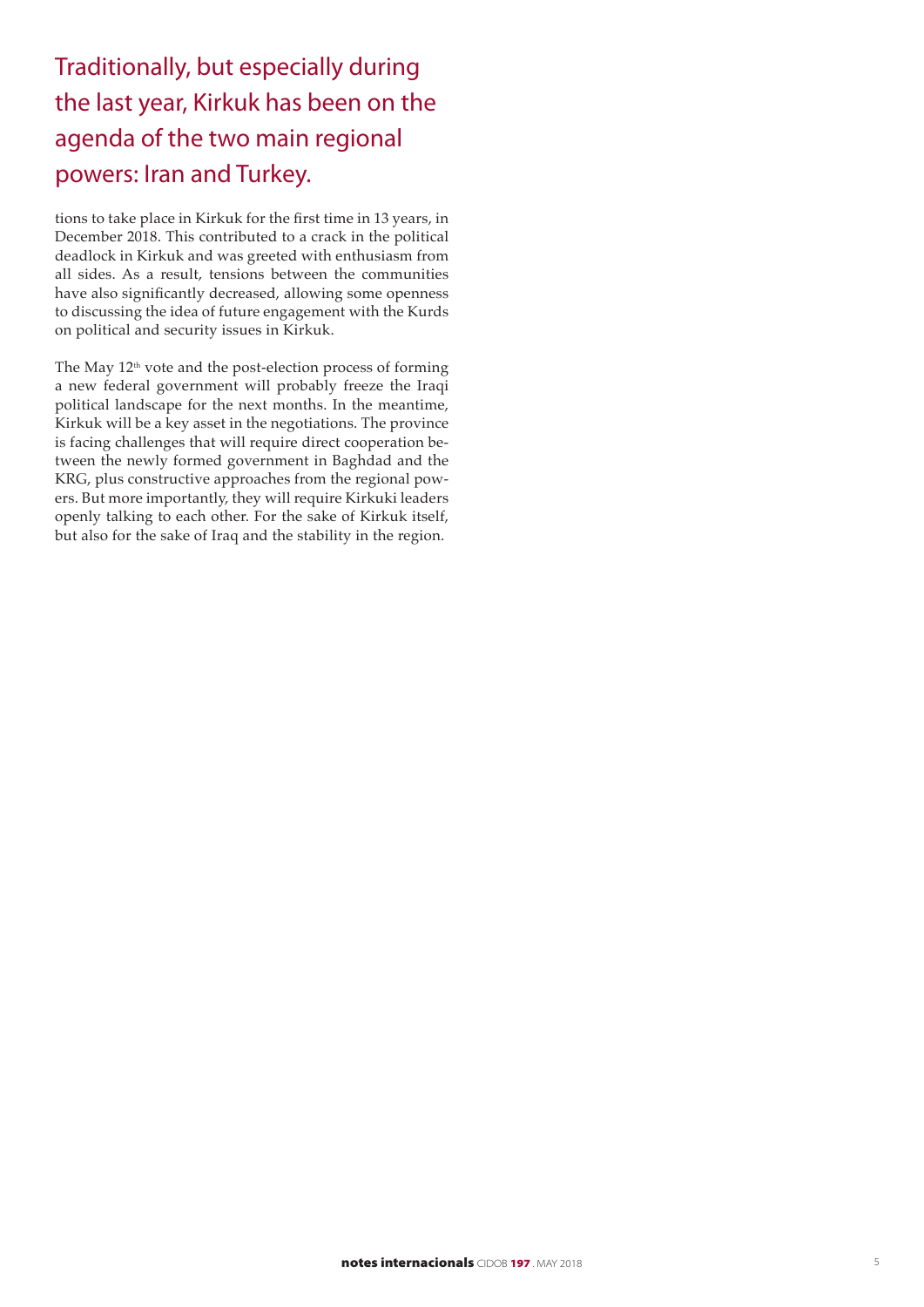> Traditionally, but especially during the last year, Kirkuk has been on the agenda of the two main regional powers: Iran and Turkey.

tions to take place in Kirkuk for the first time in 13 years, in December 2018. This contributed to a crack in the political deadlock in Kirkuk and was greeted with enthusiasm from all sides. As a result, tensions between the communities have also significantly decreased, allowing some openness to discussing the idea of future engagement with the Kurds on political and security issues in Kirkuk.

The May 12th vote and the post-election process of forming a new federal government will probably freeze the Iraqi political landscape for the next months. In the meantime, Kirkuk will be a key asset in the negotiations. The province is facing challenges that will require direct cooperation between the newly formed government in Baghdad and the KRG, plus constructive approaches from the regional powers. But more importantly, they will require Kirkuki leaders openly talking to each other. For the sake of Kirkuk itself, but also for the sake of Iraq and the stability in the region.